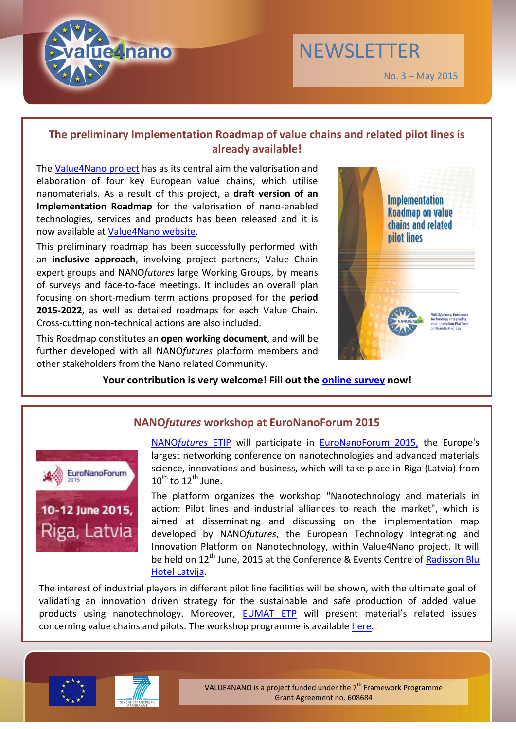# NEWSLETTER

No. 3 – May 2015

## The preliminary Implementation Roadmap of value chains and related pilot lines is already available!

The Value4Nano project has as its central aim the valorisation and elaboration of four key European value chains, which utilise nanomaterials. As a result of this project, a **draft version of an Implementation Roadmap** for the valorisation of nano-enabled technologies, services and products has been released and it is now available at Value4Nano website.

This preliminary roadmap has been successfully performed with an **inclusive approach**, involving project partners, Value Chain expert groups and NANO*futures* large Working Groups, by means of surveys and face-to-face meetings. It includes an overall plan focusing on short-medium term actions proposed for the **period 2015-2022**, as well as detailed roadmaps for each Value Chain. Cross-cutting non-technical actions are also included.

This Roadmap constitutes an **open working document**, and will be further developed with all NANO*futures* platform members and other stakeholders from the Nano related Community.

**Your contribution is very welcome! Fill out the online survey now!**

## NANO*futures* workshop at EuroNanoForum 2015

NANO*futures* ETIP will participate in EuroNanoForum 2015, the Europe's largest networking conference on nanotechnologies and advanced materials science, innovations and business, which will take place in Riga (Latvia) from 10th to 12th June.

The platform organizes the workshop "Nanotechnology and materials in action: Pilot lines and industrial alliances to reach the market", which is aimed at disseminating and discussing on the implementation map developed by NANO*futures*, the European Technology Integrating and Innovation Platform on Nanotechnology, within Value4Nano project. It will be held on 12th June, 2015 at the Conference & Events Centre of Radisson Blu Hotel Latvija.

The interest of industrial players in different pilot line facilities will be shown, with the ultimate goal of validating an innovation driven strategy for the sustainable and safe production of added value products using nanotechnology. Moreover, EUMAT ETP will present material's related issues concerning value chains and pilots. The workshop programme is available here.

VALUE4NANO is a project funded under the 7th Framework Programme
Grant Agreement no. 608684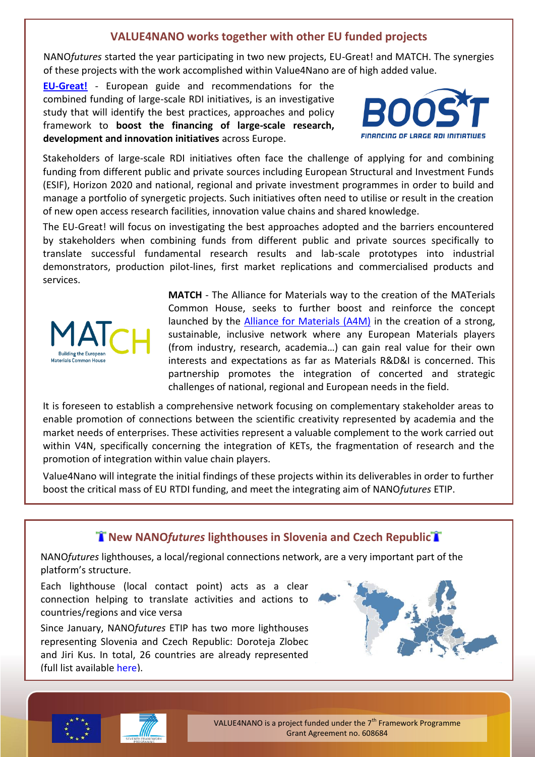## VALUE4NANO works together with other EU funded projects

NANO*futures* started the year participating in two new projects, EU-Great! and MATCH. The synergies of these projects with the work accomplished within Value4Nano are of high added value.

**EU-Great!** - European guide and recommendations for the combined funding of large-scale RDI initiatives, is an investigative study that will identify the best practices, approaches and policy framework to **boost the financing of large-scale research, development and innovation initiatives** across Europe.

Stakeholders of large-scale RDI initiatives often face the challenge of applying for and combining funding from different public and private sources including European Structural and Investment Funds (ESIF), Horizon 2020 and national, regional and private investment programmes in order to build and manage a portfolio of synergetic projects. Such initiatives often need to utilise or result in the creation of new open access research facilities, innovation value chains and shared knowledge.

The EU-Great! will focus on investigating the best approaches adopted and the barriers encountered by stakeholders when combining funds from different public and private sources specifically to translate successful fundamental research results and lab-scale prototypes into industrial demonstrators, production pilot-lines, first market replications and commercialised products and services.

**MATCH** - The Alliance for Materials way to the creation of the MATerials Common House, seeks to further boost and reinforce the concept launched by the Alliance for Materials (A4M) in the creation of a strong, sustainable, inclusive network where any European Materials players (from industry, research, academia…) can gain real value for their own interests and expectations as far as Materials R&D&I is concerned. This partnership promotes the integration of concerted and strategic challenges of national, regional and European needs in the field.

It is foreseen to establish a comprehensive network focusing on complementary stakeholder areas to enable promotion of connections between the scientific creativity represented by academia and the market needs of enterprises. These activities represent a valuable complement to the work carried out within V4N, specifically concerning the integration of KETs, the fragmentation of research and the promotion of integration within value chain players.

Value4Nano will integrate the initial findings of these projects within its deliverables in order to further boost the critical mass of EU RTDI funding, and meet the integrating aim of NANO*futures* ETIP.

## New NANO*futures* lighthouses in Slovenia and Czech Republic

NANO*futures* lighthouses, a local/regional connections network, are a very important part of the platform's structure.

Each lighthouse (local contact point) acts as a clear connection helping to translate activities and actions to countries/regions and vice versa

Since January, NANO*futures* ETIP has two more lighthouses representing Slovenia and Czech Republic: Doroteja Zlobec and Jiri Kus. In total, 26 countries are already represented (full list available here).

VALUE4NANO is a project funded under the 7th Framework Programme
Grant Agreement no. 608684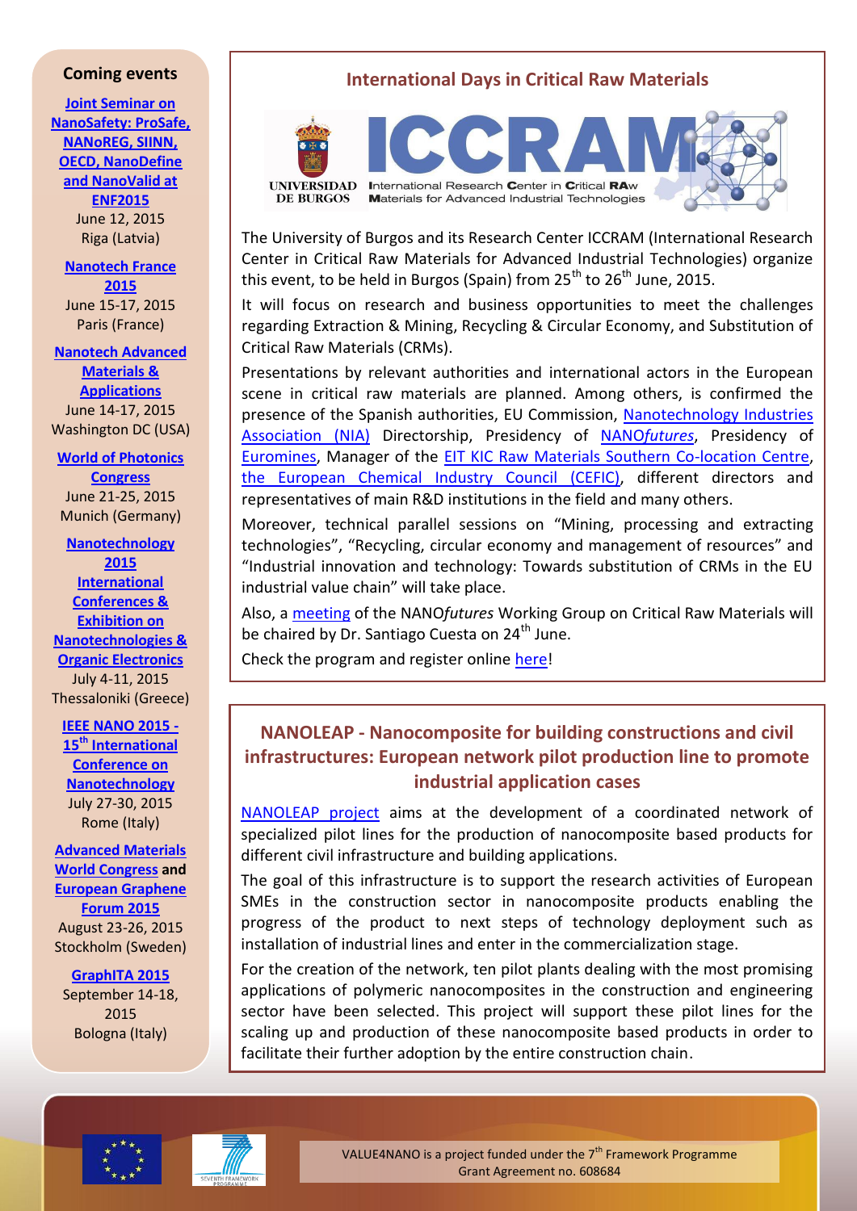## Coming events

**Joint Seminar on NanoSafety: ProSafe, NANoREG, SIINN, OECD, NanoDefine and NanoValid at ENF2015**
June 12, 2015
Riga (Latvia)

**Nanotech France 2015**
June 15-17, 2015
Paris (France)

**Nanotech Advanced Materials & Applications**
June 14-17, 2015
Washington DC (USA)

**World of Photonics Congress**
June 21-25, 2015
Munich (Germany)

**Nanotechnology 2015 International Conferences & Exhibition on Nanotechnologies & Organic Electronics**
July 4-11, 2015
Thessaloniki (Greece)

**IEEE NANO 2015 - 15th International Conference on Nanotechnology**
July 27-30, 2015
Rome (Italy)

**Advanced Materials World Congress and European Graphene Forum 2015**
August 23-26, 2015
Stockholm (Sweden)

**GraphITA 2015**
September 14-18, 2015
Bologna (Italy)

## International Days in Critical Raw Materials

UNIVERSIDAD DE BURGOS

ICCRAM
International Research Center in Critical RAw Materials for Advanced Industrial Technologies

The University of Burgos and its Research Center ICCRAM (International Research Center in Critical Raw Materials for Advanced Industrial Technologies) organize this event, to be held in Burgos (Spain) from 25th to 26th June, 2015.

It will focus on research and business opportunities to meet the challenges regarding Extraction & Mining, Recycling & Circular Economy, and Substitution of Critical Raw Materials (CRMs).

Presentations by relevant authorities and international actors in the European scene in critical raw materials are planned. Among others, is confirmed the presence of the Spanish authorities, EU Commission, Nanotechnology Industries Association (NIA) Directorship, Presidency of NANO*futures*, Presidency of Euromines, Manager of the EIT KIC Raw Materials Southern Co-location Centre, the European Chemical Industry Council (CEFIC), different directors and representatives of main R&D institutions in the field and many others.

Moreover, technical parallel sessions on "Mining, processing and extracting technologies", "Recycling, circular economy and management of resources" and "Industrial innovation and technology: Towards substitution of CRMs in the EU industrial value chain" will take place.

Also, a meeting of the NANO*futures* Working Group on Critical Raw Materials will be chaired by Dr. Santiago Cuesta on 24th June.

Check the program and register online here!

## NANOLEAP - Nanocomposite for building constructions and civil infrastructures: European network pilot production line to promote industrial application cases

NANOLEAP project aims at the development of a coordinated network of specialized pilot lines for the production of nanocomposite based products for different civil infrastructure and building applications.

The goal of this infrastructure is to support the research activities of European SMEs in the construction sector in nanocomposite products enabling the progress of the product to next steps of technology deployment such as installation of industrial lines and enter in the commercialization stage.

For the creation of the network, ten pilot plants dealing with the most promising applications of polymeric nanocomposites in the construction and engineering sector have been selected. This project will support these pilot lines for the scaling up and production of these nanocomposite based products in order to facilitate their further adoption by the entire construction chain.

VALUE4NANO is a project funded under the 7th Framework Programme
Grant Agreement no. 608684